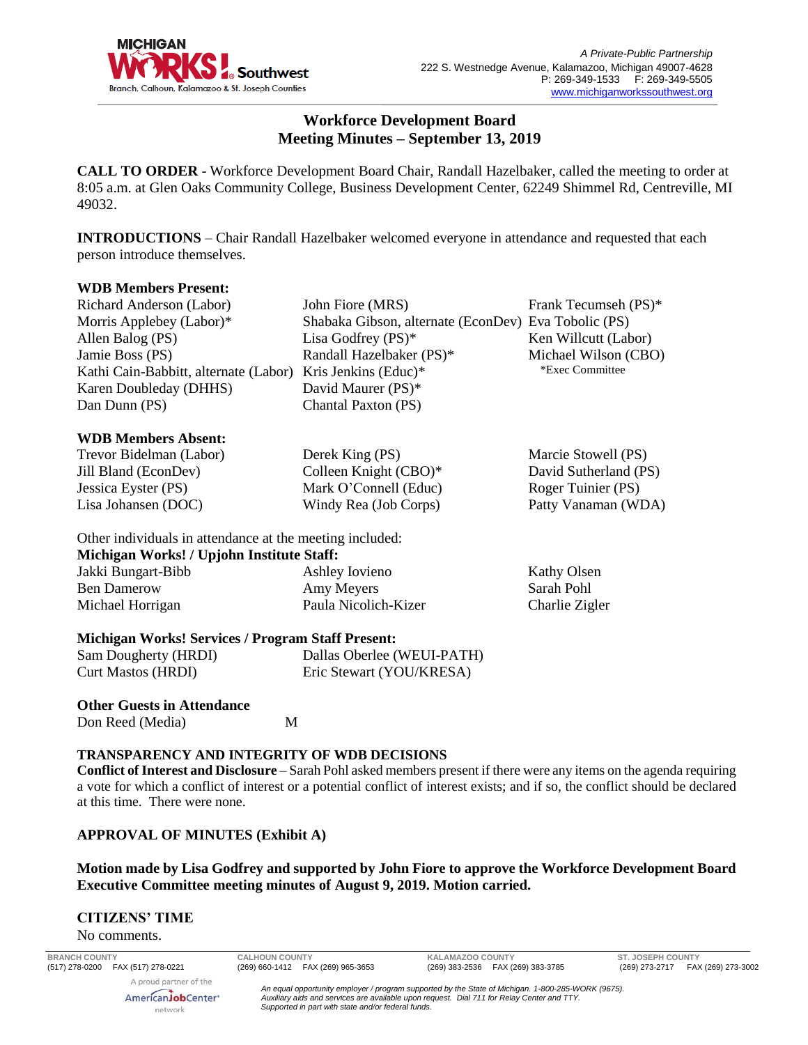A Private-Public Partnership
222 S. Westnedge Avenue, Kalamazoo, Michigan 49007-4628
P: 269-349-1533 F: 269-349-5505
www.michiganworkssouthwest.org

# Workforce Development Board
# Meeting Minutes – September 13, 2019

**CALL TO ORDER** - Workforce Development Board Chair, Randall Hazelbaker, called the meeting to order at 8:05 a.m. at Glen Oaks Community College, Business Development Center, 62249 Shimmel Rd, Centreville, MI 49032.

**INTRODUCTIONS** – Chair Randall Hazelbaker welcomed everyone in attendance and requested that each person introduce themselves.

**WDB Members Present:**

Richard Anderson (Labor)
Morris Applebey (Labor)*
Allen Balog (PS)
Jamie Boss (PS)
Kathi Cain-Babbitt, alternate (Labor)
Karen Doubleday (DHHS)
Dan Dunn (PS)
John Fiore (MRS)
Shabaka Gibson, alternate (EconDev)
Lisa Godfrey (PS)*
Randall Hazelbaker (PS)*
Kris Jenkins (Educ)*
David Maurer (PS)*
Chantal Paxton (PS)
Frank Tecumseh (PS)*
Eva Tobolic (PS)
Ken Willcutt (Labor)
Michael Wilson (CBO)

*Exec Committee

**WDB Members Absent:**

Trevor Bidelman (Labor)
Jill Bland (EconDev)
Jessica Eyster (PS)
Lisa Johansen (DOC)
Derek King (PS)
Colleen Knight (CBO)*
Mark O'Connell (Educ)
Windy Rea (Job Corps)
Marcie Stowell (PS)
David Sutherland (PS)
Roger Tuinier (PS)
Patty Vanaman (WDA)

Other individuals in attendance at the meeting included:

**Michigan Works! / Upjohn Institute Staff:**

Jakki Bungart-Bibb
Ben Damerow
Michael Horrigan
Ashley Iovieno
Amy Meyers
Paula Nicolich-Kizer
Kathy Olsen
Sarah Pohl
Charlie Zigler

**Michigan Works! Services / Program Staff Present:**

Sam Dougherty (HRDI)
Curt Mastos (HRDI)
Dallas Oberlee (WEUI-PATH)
Eric Stewart (YOU/KRESA)

**Other Guests in Attendance**

Don Reed (Media) M

## TRANSPARENCY AND INTEGRITY OF WDB DECISIONS

**Conflict of Interest and Disclosure** – Sarah Pohl asked members present if there were any items on the agenda requiring a vote for which a conflict of interest or a potential conflict of interest exists; and if so, the conflict should be declared at this time. There were none.

## APPROVAL OF MINUTES (Exhibit A)

**Motion made by Lisa Godfrey and supported by John Fiore to approve the Workforce Development Board Executive Committee meeting minutes of August 9, 2019. Motion carried.**

## CITIZENS' TIME

No comments.

BRANCH COUNTY (517) 278-0200 FAX (517) 278-0221
CALHOUN COUNTY (269) 660-1412 FAX (269) 965-3653
KALAMAZOO COUNTY (269) 383-2536 FAX (269) 383-3785
ST. JOSEPH COUNTY (269) 273-2717 FAX (269) 273-3002

A proud partner of the AmericanJobCenter network

*An equal opportunity employer / program supported by the State of Michigan. 1-800-285-WORK (9675). Auxiliary aids and services are available upon request. Dial 711 for Relay Center and TTY. Supported in part with state and/or federal funds.*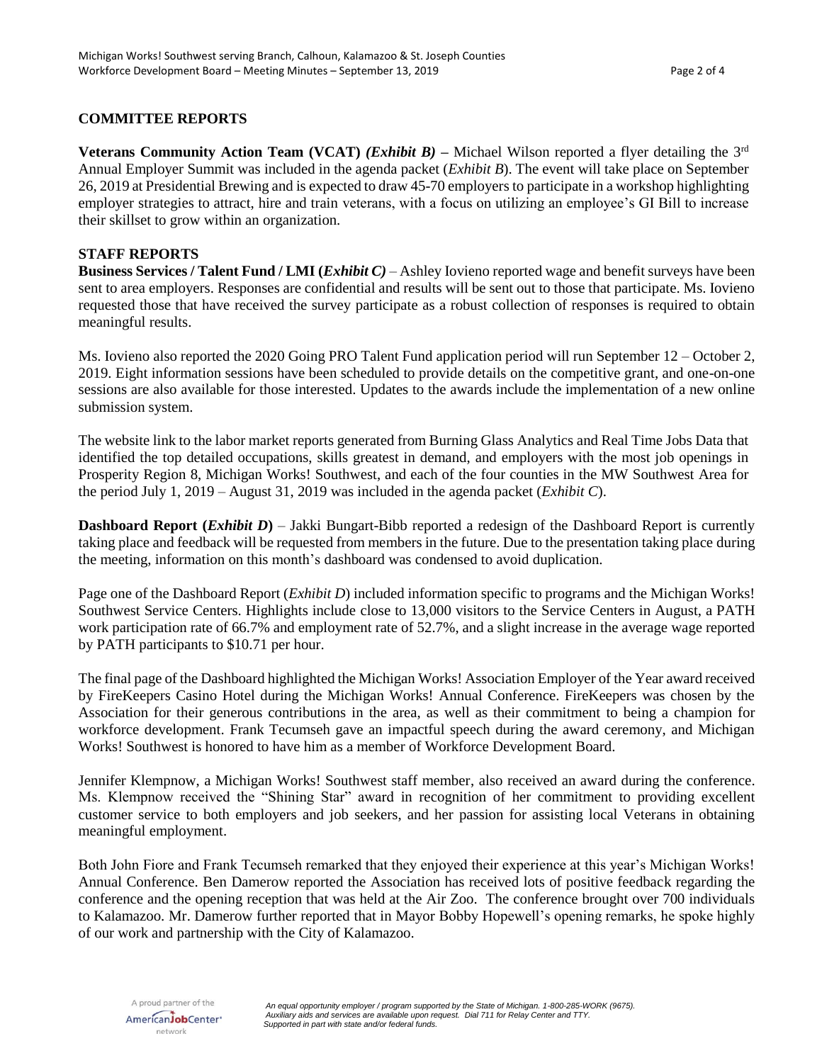## COMMITTEE REPORTS

**Veterans Community Action Team (VCAT)** ***(Exhibit B)*** **–** Michael Wilson reported a flyer detailing the 3rd Annual Employer Summit was included in the agenda packet (*Exhibit B*). The event will take place on September 26, 2019 at Presidential Brewing and is expected to draw 45-70 employers to participate in a workshop highlighting employer strategies to attract, hire and train veterans, with a focus on utilizing an employee's GI Bill to increase their skillset to grow within an organization.

## STAFF REPORTS

**Business Services / Talent Fund / LMI (*****Exhibit C)*** – Ashley Iovieno reported wage and benefit surveys have been sent to area employers. Responses are confidential and results will be sent out to those that participate. Ms. Iovieno requested those that have received the survey participate as a robust collection of responses is required to obtain meaningful results.

Ms. Iovieno also reported the 2020 Going PRO Talent Fund application period will run September 12 – October 2, 2019. Eight information sessions have been scheduled to provide details on the competitive grant, and one-on-one sessions are also available for those interested. Updates to the awards include the implementation of a new online submission system.

The website link to the labor market reports generated from Burning Glass Analytics and Real Time Jobs Data that identified the top detailed occupations, skills greatest in demand, and employers with the most job openings in Prosperity Region 8, Michigan Works! Southwest, and each of the four counties in the MW Southwest Area for the period July 1, 2019 – August 31, 2019 was included in the agenda packet (*Exhibit C*).

**Dashboard Report (*****Exhibit D*****)** – Jakki Bungart-Bibb reported a redesign of the Dashboard Report is currently taking place and feedback will be requested from members in the future. Due to the presentation taking place during the meeting, information on this month's dashboard was condensed to avoid duplication.

Page one of the Dashboard Report (*Exhibit D*) included information specific to programs and the Michigan Works! Southwest Service Centers. Highlights include close to 13,000 visitors to the Service Centers in August, a PATH work participation rate of 66.7% and employment rate of 52.7%, and a slight increase in the average wage reported by PATH participants to $10.71 per hour.

The final page of the Dashboard highlighted the Michigan Works! Association Employer of the Year award received by FireKeepers Casino Hotel during the Michigan Works! Annual Conference. FireKeepers was chosen by the Association for their generous contributions in the area, as well as their commitment to being a champion for workforce development. Frank Tecumseh gave an impactful speech during the award ceremony, and Michigan Works! Southwest is honored to have him as a member of Workforce Development Board.

Jennifer Klempnow, a Michigan Works! Southwest staff member, also received an award during the conference. Ms. Klempnow received the "Shining Star" award in recognition of her commitment to providing excellent customer service to both employers and job seekers, and her passion for assisting local Veterans in obtaining meaningful employment.

Both John Fiore and Frank Tecumseh remarked that they enjoyed their experience at this year's Michigan Works! Annual Conference. Ben Damerow reported the Association has received lots of positive feedback regarding the conference and the opening reception that was held at the Air Zoo. The conference brought over 700 individuals to Kalamazoo. Mr. Damerow further reported that in Mayor Bobby Hopewell's opening remarks, he spoke highly of our work and partnership with the City of Kalamazoo.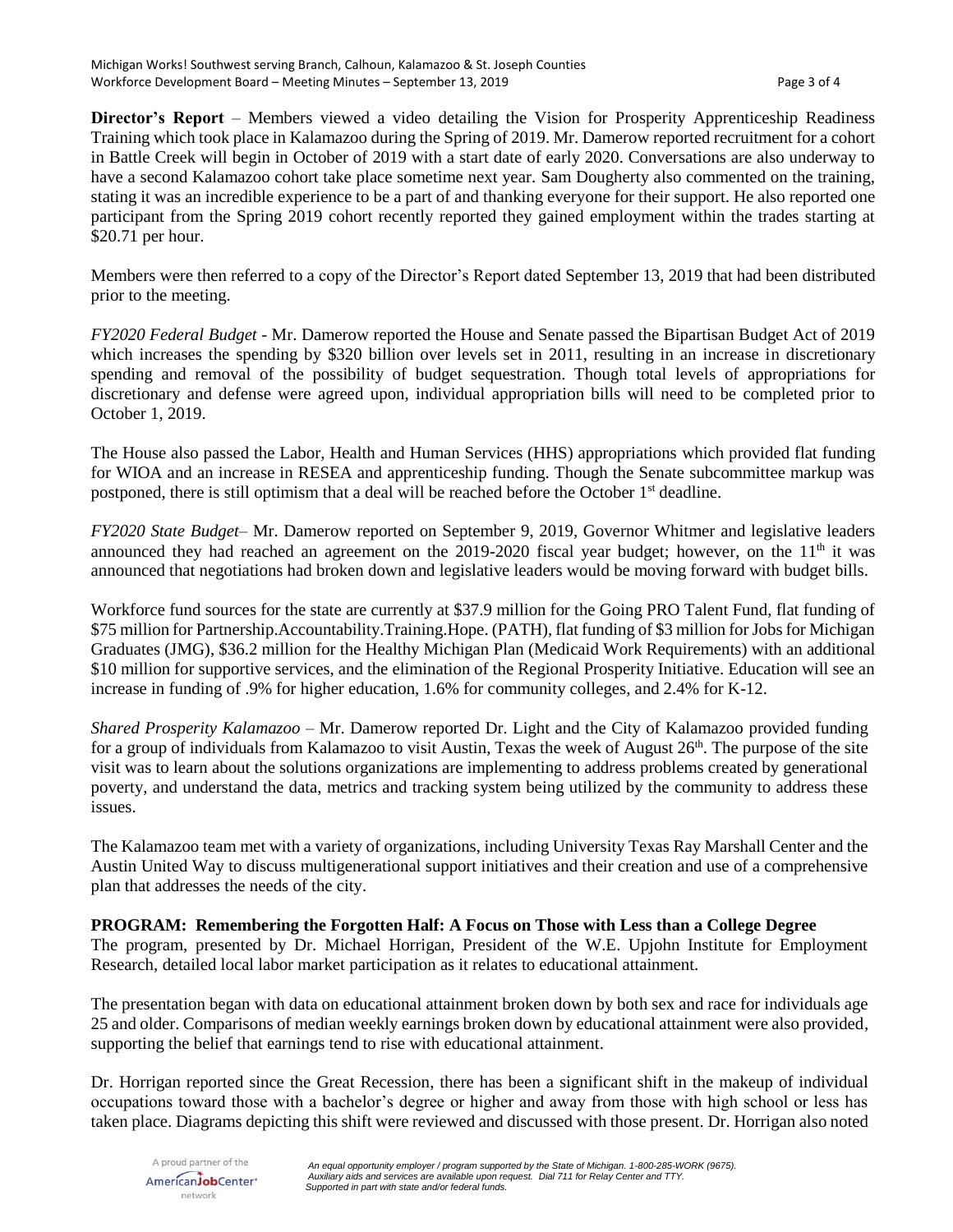**Director's Report** – Members viewed a video detailing the Vision for Prosperity Apprenticeship Readiness Training which took place in Kalamazoo during the Spring of 2019. Mr. Damerow reported recruitment for a cohort in Battle Creek will begin in October of 2019 with a start date of early 2020. Conversations are also underway to have a second Kalamazoo cohort take place sometime next year. Sam Dougherty also commented on the training, stating it was an incredible experience to be a part of and thanking everyone for their support. He also reported one participant from the Spring 2019 cohort recently reported they gained employment within the trades starting at $20.71 per hour.

Members were then referred to a copy of the Director's Report dated September 13, 2019 that had been distributed prior to the meeting.

*FY2020 Federal Budget* - Mr. Damerow reported the House and Senate passed the Bipartisan Budget Act of 2019 which increases the spending by $320 billion over levels set in 2011, resulting in an increase in discretionary spending and removal of the possibility of budget sequestration. Though total levels of appropriations for discretionary and defense were agreed upon, individual appropriation bills will need to be completed prior to October 1, 2019.

The House also passed the Labor, Health and Human Services (HHS) appropriations which provided flat funding for WIOA and an increase in RESEA and apprenticeship funding. Though the Senate subcommittee markup was postponed, there is still optimism that a deal will be reached before the October 1st deadline.

*FY2020 State Budget*– Mr. Damerow reported on September 9, 2019, Governor Whitmer and legislative leaders announced they had reached an agreement on the 2019-2020 fiscal year budget; however, on the 11th it was announced that negotiations had broken down and legislative leaders would be moving forward with budget bills.

Workforce fund sources for the state are currently at $37.9 million for the Going PRO Talent Fund, flat funding of $75 million for Partnership.Accountability.Training.Hope. (PATH), flat funding of $3 million for Jobs for Michigan Graduates (JMG), $36.2 million for the Healthy Michigan Plan (Medicaid Work Requirements) with an additional $10 million for supportive services, and the elimination of the Regional Prosperity Initiative. Education will see an increase in funding of .9% for higher education, 1.6% for community colleges, and 2.4% for K-12.

*Shared Prosperity Kalamazoo* – Mr. Damerow reported Dr. Light and the City of Kalamazoo provided funding for a group of individuals from Kalamazoo to visit Austin, Texas the week of August 26th. The purpose of the site visit was to learn about the solutions organizations are implementing to address problems created by generational poverty, and understand the data, metrics and tracking system being utilized by the community to address these issues.

The Kalamazoo team met with a variety of organizations, including University Texas Ray Marshall Center and the Austin United Way to discuss multigenerational support initiatives and their creation and use of a comprehensive plan that addresses the needs of the city.

**PROGRAM: Remembering the Forgotten Half: A Focus on Those with Less than a College Degree**

The program, presented by Dr. Michael Horrigan, President of the W.E. Upjohn Institute for Employment Research, detailed local labor market participation as it relates to educational attainment.

The presentation began with data on educational attainment broken down by both sex and race for individuals age 25 and older. Comparisons of median weekly earnings broken down by educational attainment were also provided, supporting the belief that earnings tend to rise with educational attainment.

Dr. Horrigan reported since the Great Recession, there has been a significant shift in the makeup of individual occupations toward those with a bachelor's degree or higher and away from those with high school or less has taken place. Diagrams depicting this shift were reviewed and discussed with those present. Dr. Horrigan also noted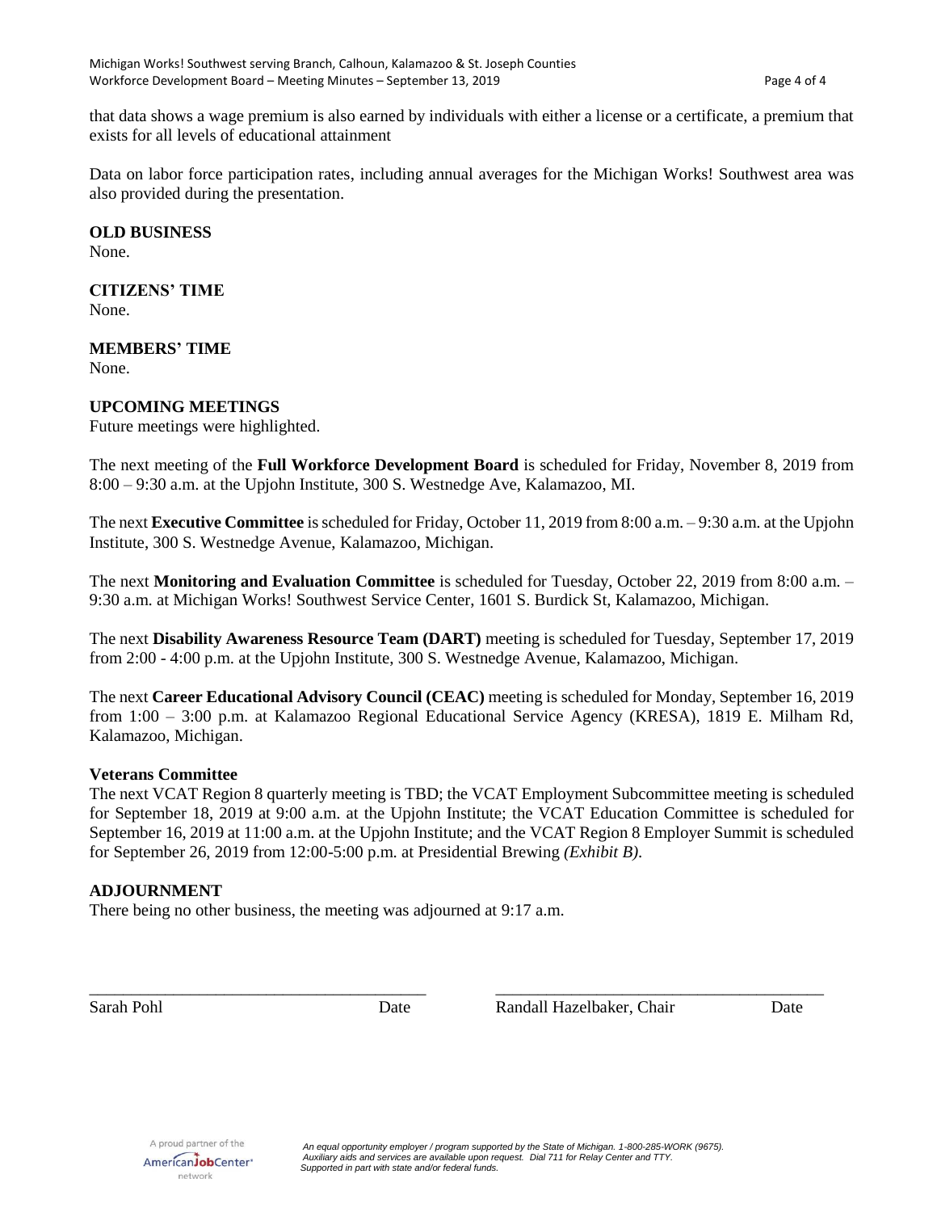that data shows a wage premium is also earned by individuals with either a license or a certificate, a premium that exists for all levels of educational attainment

Data on labor force participation rates, including annual averages for the Michigan Works! Southwest area was also provided during the presentation.

**OLD BUSINESS**
None.

**CITIZENS' TIME**
None.

**MEMBERS' TIME**
None.

**UPCOMING MEETINGS**
Future meetings were highlighted.

The next meeting of the **Full Workforce Development Board** is scheduled for Friday, November 8, 2019 from 8:00 – 9:30 a.m. at the Upjohn Institute, 300 S. Westnedge Ave, Kalamazoo, MI.

The next **Executive Committee** is scheduled for Friday, October 11, 2019 from 8:00 a.m. – 9:30 a.m. at the Upjohn Institute, 300 S. Westnedge Avenue, Kalamazoo, Michigan.

The next **Monitoring and Evaluation Committee** is scheduled for Tuesday, October 22, 2019 from 8:00 a.m. – 9:30 a.m. at Michigan Works! Southwest Service Center, 1601 S. Burdick St, Kalamazoo, Michigan.

The next **Disability Awareness Resource Team (DART)** meeting is scheduled for Tuesday, September 17, 2019 from 2:00 - 4:00 p.m. at the Upjohn Institute, 300 S. Westnedge Avenue, Kalamazoo, Michigan.

The next **Career Educational Advisory Council (CEAC)** meeting is scheduled for Monday, September 16, 2019 from 1:00 – 3:00 p.m. at Kalamazoo Regional Educational Service Agency (KRESA), 1819 E. Milham Rd, Kalamazoo, Michigan.

**Veterans Committee**
The next VCAT Region 8 quarterly meeting is TBD; the VCAT Employment Subcommittee meeting is scheduled for September 18, 2019 at 9:00 a.m. at the Upjohn Institute; the VCAT Education Committee is scheduled for September 16, 2019 at 11:00 a.m. at the Upjohn Institute; and the VCAT Region 8 Employer Summit is scheduled for September 26, 2019 from 12:00-5:00 p.m. at Presidential Brewing *(Exhibit B)*.

**ADJOURNMENT**
There being no other business, the meeting was adjourned at 9:17 a.m.

\_\_\_\_\_\_\_\_\_\_\_\_\_\_\_\_\_\_\_\_\_\_\_\_\_\_\_\_\_\_\_\_\_\_\_\_\_\_\_\_ \_\_\_\_\_\_\_\_\_\_\_\_\_\_\_\_\_\_\_\_\_\_\_\_\_\_\_\_\_\_\_\_\_\_\_\_\_\_\_\_

Sarah Pohl Date Randall Hazelbaker, Chair Date

A proud partner of the AmericanJobCenter network

*An equal opportunity employer / program supported by the State of Michigan. 1-800-285-WORK (9675). Auxiliary aids and services are available upon request. Dial 711 for Relay Center and TTY. Supported in part with state and/or federal funds.*